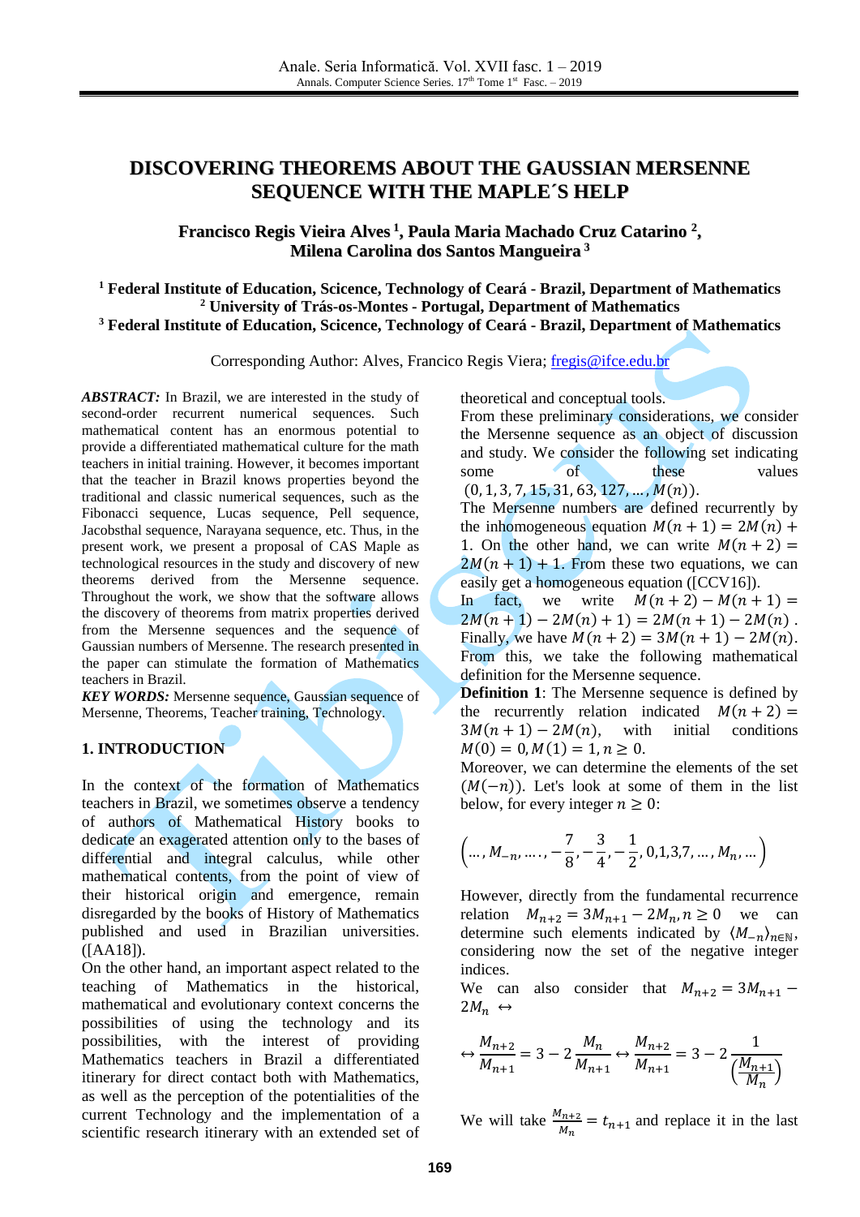# DISCOVERING THEOREMS ABOUT THE GAUSSIAN MERSENNE SEQUENCE WITH THE MAPLE´S HELP

**Francisco Regis Vieira Alves [1], Paula Maria Machado Cruz Catarino [2], Milena Carolina dos Santos Mangueira [3]**

[1] **Federal Institute of Education, Scicence, Technology of Ceará - Brazil, Department of Mathematics**
[2] **University of Trás-os-Montes - Portugal, Department of Mathematics**
[3] **Federal Institute of Education, Scicence, Technology of Ceará - Brazil, Department of Mathematics**

Corresponding Author: Alves, Francico Regis Viera; fregis@ifce.edu.br

***ABSTRACT:*** In Brazil, we are interested in the study of second-order recurrent numerical sequences. Such mathematical content has an enormous potential to provide a differentiated mathematical culture for the math teachers in initial training. However, it becomes important that the teacher in Brazil knows properties beyond the traditional and classic numerical sequences, such as the Fibonacci sequence, Lucas sequence, Pell sequence, Jacobsthal sequence, Narayana sequence, etc. Thus, in the present work, we present a proposal of CAS Maple as technological resources in the study and discovery of new theorems derived from the Mersenne sequence. Throughout the work, we show that the software allows the discovery of theorems from matrix properties derived from the Mersenne sequences and the sequence of Gaussian numbers of Mersenne. The research presented in the paper can stimulate the formation of Mathematics teachers in Brazil.

***KEY WORDS:*** Mersenne sequence, Gaussian sequence of Mersenne, Theorems, Teacher training, Technology.

## 1. INTRODUCTION

In the context of the formation of Mathematics teachers in Brazil, we sometimes observe a tendency of authors of Mathematical History books to dedicate an exagerated attention only to the bases of differential and integral calculus, while other mathematical contents, from the point of view of their historical origin and emergence, remain disregarded by the books of History of Mathematics published and used in Brazilian universities. ([AA18]).

On the other hand, an important aspect related to the teaching of Mathematics in the historical, mathematical and evolutionary context concerns the possibilities of using the technology and its possibilities, with the interest of providing Mathematics teachers in Brazil a differentiated itinerary for direct contact both with Mathematics, as well as the perception of the potentialities of the current Technology and the implementation of a scientific research itinerary with an extended set of theoretical and conceptual tools.

From these preliminary considerations, we consider the Mersenne sequence as an object of discussion and study. We consider the following set indicating some of these values $(0, 1, 3, 7, 15, 31, 63, 127, \ldots, M(n))$.

The Mersenne numbers are defined recurrently by the inhomogeneous equation $M(n+1) = 2M(n) + 1$. On the other hand, we can write $M(n+2) = 2M(n+1) + 1$. From these two equations, we can easily get a homogeneous equation ([CCV16]).

In fact, we write $M(n+2) - M(n+1) = 2M(n+1) - 2M(n) + 1) = 2M(n+1) - 2M(n)$. Finally, we have $M(n+2) = 3M(n+1) - 2M(n)$. From this, we take the following mathematical definition for the Mersenne sequence.

**Definition 1**: The Mersenne sequence is defined by the recurrently relation indicated $M(n+2) = 3M(n+1) - 2M(n)$, with initial conditions $M(0) = 0, M(1) = 1, n \geq 0$.

Moreover, we can determine the elements of the set $(M(-n))$. Let's look at some of them in the list below, for every integer $n \geq 0$:

$$\left(\ldots, M_{-n}, \ldots, -\frac{7}{8}, -\frac{3}{4}, -\frac{1}{2}, 0, 1, 3, 7, \ldots, M_n, \ldots\right)$$

However, directly from the fundamental recurrence relation $M_{n+2} = 3M_{n+1} - 2M_n, n \geq 0$ we can determine such elements indicated by $\langle M_{-n} \rangle_{n\in\mathbb{N}}$, considering now the set of the negative integer indices.

We can also consider that $M_{n+2} = 3M_{n+1} - 2M_n \leftrightarrow$

$$\leftrightarrow \frac{M_{n+2}}{M_{n+1}} = 3 - 2\frac{M_n}{M_{n+1}} \leftrightarrow \frac{M_{n+2}}{M_{n+1}} = 3 - 2\frac{1}{\left(\frac{M_{n+1}}{M_n}\right)}$$

We will take $\frac{M_{n+2}}{M_n} = t_{n+1}$ and replace it in the last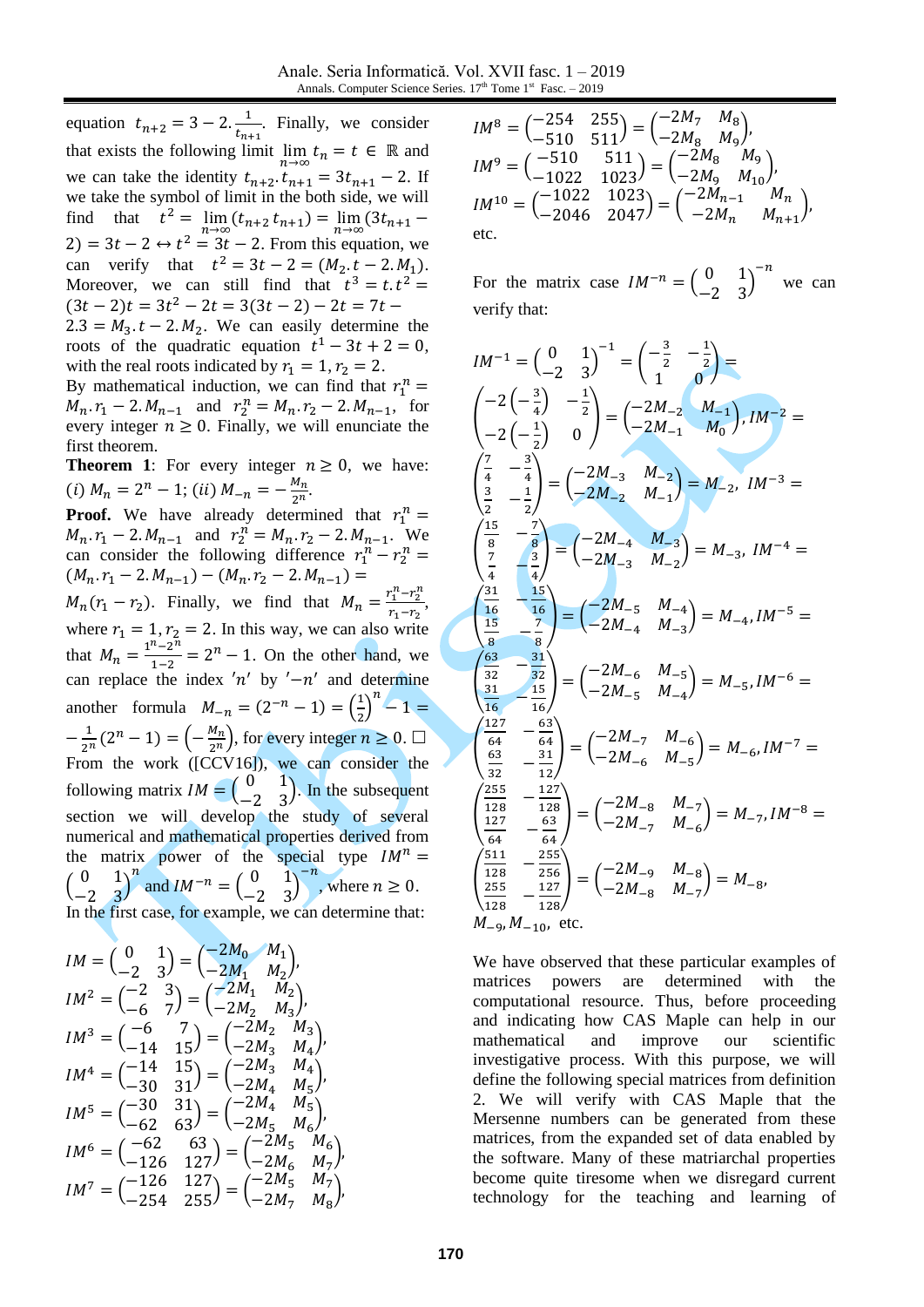equation $t_{n+2} = 3 - 2.\frac{1}{t_{n+1}}$. Finally, we consider that exists the following limit $\lim_{n\to\infty} t_n = t \in \mathbb{R}$ and we can take the identity $t_{n+2}.t_{n+1} = 3t_{n+1} - 2$. If we take the symbol of limit in the both side, we will find that $t^2 = \lim_{n\to\infty}(t_{n+2}\, t_{n+1}) = \lim_{n\to\infty}(3t_{n+1} - 2) = 3t - 2 \leftrightarrow t^2 = 3t - 2$. From this equation, we can verify that $t^2 = 3t - 2 = (M_2.t - 2.M_1)$. Moreover, we can still find that $t^3 = t.t^2 = (3t-2)t = 3t^2 - 2t = 3(3t-2) - 2t = 7t - 2.3 = M_3.t - 2.M_2$. We can easily determine the roots of the quadratic equation $t^1 - 3t + 2 = 0$, with the real roots indicated by $r_1 = 1, r_2 = 2$.

By mathematical induction, we can find that $r_1^n = M_n.r_1 - 2.M_{n-1}$ and $r_2^n = M_n.r_2 - 2.M_{n-1}$, for every integer $n \geq 0$. Finally, we will enunciate the first theorem.

**Theorem 1**: For every integer $n \geq 0$, we have: (*i*) $M_n = 2^n - 1$; (*ii*) $M_{-n} = -\frac{M_n}{2^n}$.

**Proof.** We have already determined that $r_1^n = M_n.r_1 - 2.M_{n-1}$ and $r_2^n = M_n.r_2 - 2.M_{n-1}$. We can consider the following difference $r_1^n - r_2^n = (M_n.r_1 - 2.M_{n-1}) - (M_n.r_2 - 2.M_{n-1}) = M_n(r_1 - r_2)$. Finally, we find that $M_n = \frac{r_1^n - r_2^n}{r_1 - r_2}$, where $r_1 = 1, r_2 = 2$. In this way, we can also write that $M_n = \frac{1^n - 2^n}{1-2} = 2^n - 1$. On the other hand, we can replace the index $'n'$ by $'-n'$ and determine another formula $M_{-n} = (2^{-n} - 1) = \left(\frac{1}{2}\right)^n - 1 = -\frac{1}{2^n}(2^n - 1) = \left(-\frac{M_n}{2^n}\right)$, for every integer $n \geq 0$. □

From the work ([CCV16]), we can consider the following matrix $IM = \begin{pmatrix} 0 & 1 \\ -2 & 3 \end{pmatrix}$. In the subsequent section we will develop the study of several numerical and mathematical properties derived from the matrix power of the special type $IM^n = \begin{pmatrix} 0 & 1 \\ -2 & 3 \end{pmatrix}^n$ and $IM^{-n} = \begin{pmatrix} 0 & 1 \\ -2 & 3 \end{pmatrix}^{-n}$, where $n \geq 0$.

In the first case, for example, we can determine that:

$$IM = \begin{pmatrix} 0 & 1 \\ -2 & 3 \end{pmatrix} = \begin{pmatrix} -2M_0 & M_1 \\ -2M_1 & M_2 \end{pmatrix},$$

$$IM^2 = \begin{pmatrix} -2 & 3 \\ -6 & 7 \end{pmatrix} = \begin{pmatrix} -2M_1 & M_2 \\ -2M_2 & M_3 \end{pmatrix},$$

$$IM^3 = \begin{pmatrix} -6 & 7 \\ -14 & 15 \end{pmatrix} = \begin{pmatrix} -2M_2 & M_3 \\ -2M_3 & M_4 \end{pmatrix},$$

$$IM^4 = \begin{pmatrix} -14 & 15 \\ -30 & 31 \end{pmatrix} = \begin{pmatrix} -2M_3 & M_4 \\ -2M_4 & M_5 \end{pmatrix},$$

$$IM^5 = \begin{pmatrix} -30 & 31 \\ -62 & 63 \end{pmatrix} = \begin{pmatrix} -2M_4 & M_5 \\ -2M_5 & M_6 \end{pmatrix},$$

$$IM^6 = \begin{pmatrix} -62 & 63 \\ -126 & 127 \end{pmatrix} = \begin{pmatrix} -2M_5 & M_6 \\ -2M_6 & M_7 \end{pmatrix},$$

$$IM^7 = \begin{pmatrix} -126 & 127 \\ -254 & 255 \end{pmatrix} = \begin{pmatrix} -2M_5 & M_7 \\ -2M_7 & M_8 \end{pmatrix},$$

$$IM^8 = \begin{pmatrix} -254 & 255 \\ -510 & 511 \end{pmatrix} = \begin{pmatrix} -2M_7 & M_8 \\ -2M_8 & M_9 \end{pmatrix},$$

$$IM^9 = \begin{pmatrix} -510 & 511 \\ -1022 & 1023 \end{pmatrix} = \begin{pmatrix} -2M_8 & M_9 \\ -2M_9 & M_{10} \end{pmatrix},$$

$$IM^{10} = \begin{pmatrix} -1022 & 1023 \\ -2046 & 2047 \end{pmatrix} = \begin{pmatrix} -2M_{n-1} & M_n \\ -2M_n & M_{n+1} \end{pmatrix},$$

etc.

For the matrix case $IM^{-n} = \begin{pmatrix} 0 & 1 \\ -2 & 3 \end{pmatrix}^{-n}$ we can verify that:

$$IM^{-1} = \begin{pmatrix} 0 & 1 \\ -2 & 3 \end{pmatrix}^{-1} = \begin{pmatrix} -\frac{3}{2} & -\frac{1}{2} \\ 1 & 0 \end{pmatrix} = \begin{pmatrix} -2\left(-\frac{3}{4}\right) & -\frac{1}{2} \\ -2\left(-\frac{1}{2}\right) & 0 \end{pmatrix} = \begin{pmatrix} -2M_{-2} & M_{-1} \\ -2M_{-1} & M_0 \end{pmatrix}, IM^{-2} =$$

$$\begin{pmatrix} \frac{7}{4} & -\frac{3}{4} \\ \frac{3}{2} & -\frac{1}{2} \end{pmatrix} = \begin{pmatrix} -2M_{-3} & M_{-2} \\ -2M_{-2} & M_{-1} \end{pmatrix} = M_{-2},\ IM^{-3} =$$

$$\begin{pmatrix} \frac{15}{8} & -\frac{7}{8} \\ \frac{7}{4} & -\frac{3}{4} \end{pmatrix} = \begin{pmatrix} -2M_{-4} & M_{-3} \\ -2M_{-3} & M_{-2} \end{pmatrix} = M_{-3},\ IM^{-4} =$$

$$\begin{pmatrix} \frac{31}{16} & -\frac{15}{16} \\ \frac{15}{8} & -\frac{7}{8} \end{pmatrix} = \begin{pmatrix} -2M_{-5} & M_{-4} \\ -2M_{-4} & M_{-3} \end{pmatrix} = M_{-4}, IM^{-5} =$$

$$\begin{pmatrix} \frac{63}{32} & -\frac{31}{32} \\ \frac{31}{16} & -\frac{15}{16} \end{pmatrix} = \begin{pmatrix} -2M_{-6} & M_{-5} \\ -2M_{-5} & M_{-4} \end{pmatrix} = M_{-5}, IM^{-6} =$$

$$\begin{pmatrix} \frac{127}{64} & -\frac{63}{64} \\ \frac{63}{32} & -\frac{31}{12} \end{pmatrix} = \begin{pmatrix} -2M_{-7} & M_{-6} \\ -2M_{-6} & M_{-5} \end{pmatrix} = M_{-6}, IM^{-7} =$$

$$\begin{pmatrix} \frac{255}{128} & -\frac{127}{128} \\ \frac{127}{64} & -\frac{63}{64} \end{pmatrix} = \begin{pmatrix} -2M_{-8} & M_{-7} \\ -2M_{-7} & M_{-6} \end{pmatrix} = M_{-7}, IM^{-8} =$$

$$\begin{pmatrix} \frac{511}{128} & -\frac{255}{256} \\ \frac{255}{128} & -\frac{127}{128} \end{pmatrix} = \begin{pmatrix} -2M_{-9} & M_{-8} \\ -2M_{-8} & M_{-7} \end{pmatrix} = M_{-8},$$

$M_{-9}, M_{-10}$, etc.

We have observed that these particular examples of matrices powers are determined with the computational resource. Thus, before proceeding and indicating how CAS Maple can help in our mathematical and improve our scientific investigative process. With this purpose, we will define the following special matrices from definition 2. We will verify with CAS Maple that the Mersenne numbers can be generated from these matrices, from the expanded set of data enabled by the software. Many of these matriarchal properties become quite tiresome when we disregard current technology for the teaching and learning of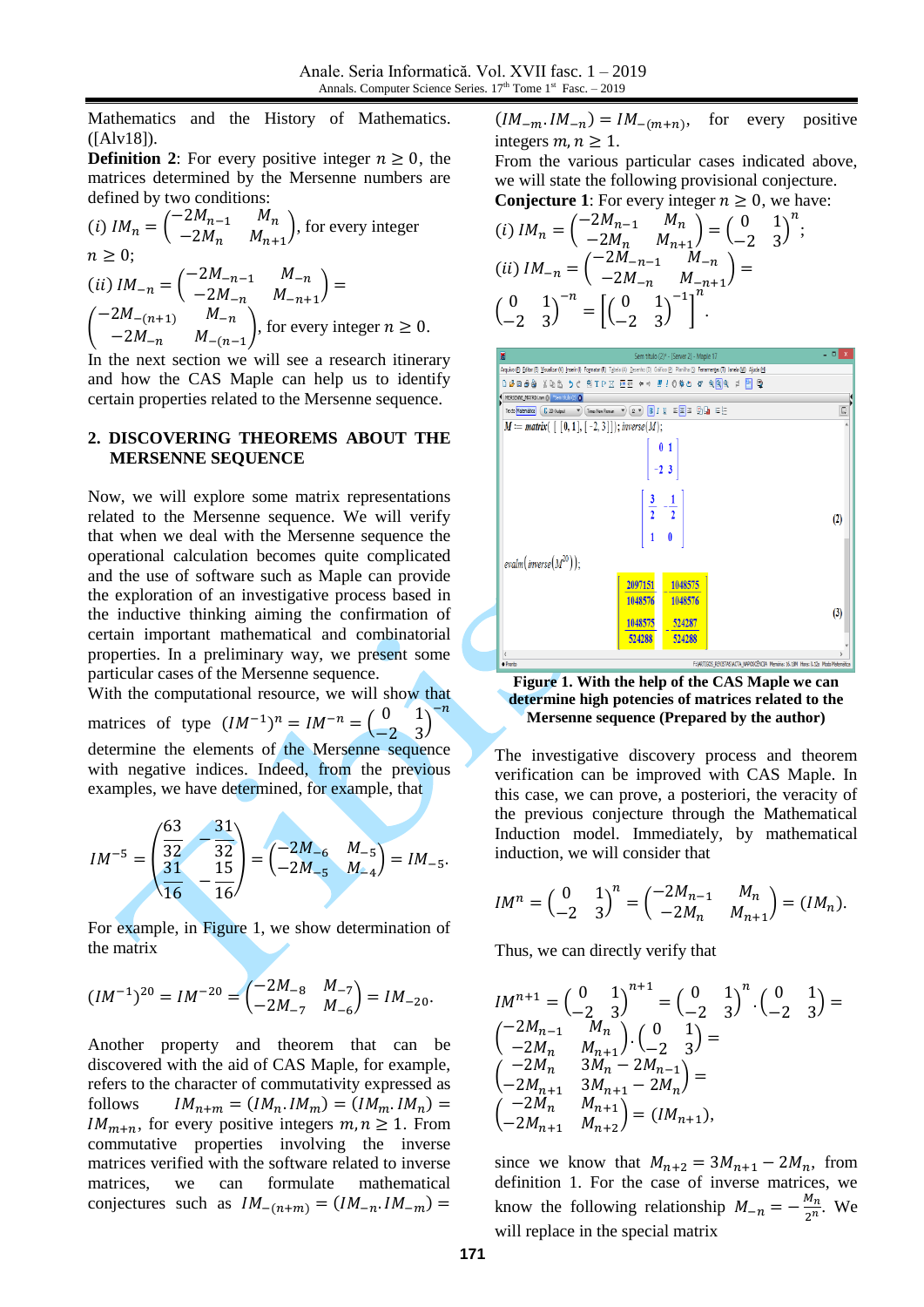Mathematics and the History of Mathematics. ([Alv18]).

**Definition 2**: For every positive integer $n \geq 0$, the matrices determined by the Mersenne numbers are defined by two conditions:

$(i)\ IM_n = \begin{pmatrix} -2M_{n-1} & M_n \\ -2M_n & M_{n+1} \end{pmatrix}$, for every integer $n \geq 0$;

$(ii)\ IM_{-n} = \begin{pmatrix} -2M_{-n-1} & M_{-n} \\ -2M_{-n} & M_{-n+1} \end{pmatrix} = \begin{pmatrix} -2M_{-(n+1)} & M_{-n} \\ -2M_{-n} & M_{-(n-1)} \end{pmatrix}$, for every integer $n \geq 0$.

In the next section we will see a research itinerary and how the CAS Maple can help us to identify certain properties related to the Mersenne sequence.

## 2. DISCOVERING THEOREMS ABOUT THE MERSENNE SEQUENCE

Now, we will explore some matrix representations related to the Mersenne sequence. We will verify that when we deal with the Mersenne sequence the operational calculation becomes quite complicated and the use of software such as Maple can provide the exploration of an investigative process based in the inductive thinking aiming the confirmation of certain important mathematical and combinatorial properties. In a preliminary way, we present some particular cases of the Mersenne sequence.

With the computational resource, we will show that matrices of type $(IM^{-1})^n = IM^{-n} = \begin{pmatrix} 0 & 1 \\ -2 & 3 \end{pmatrix}^{-n}$ determine the elements of the Mersenne sequence with negative indices. Indeed, from the previous examples, we have determined, for example, that

$$IM^{-5} = \begin{pmatrix} \frac{63}{32} & -\frac{31}{32} \\ \frac{31}{16} & -\frac{15}{16} \end{pmatrix} = \begin{pmatrix} -2M_{-6} & M_{-5} \\ -2M_{-5} & M_{-4} \end{pmatrix} = IM_{-5}.$$

For example, in Figure 1, we show determination of the matrix

$$(IM^{-1})^{20} = IM^{-20} = \begin{pmatrix} -2M_{-8} & M_{-7} \\ -2M_{-7} & M_{-6} \end{pmatrix} = IM_{-20}.$$

Another property and theorem that can be discovered with the aid of CAS Maple, for example, refers to the character of commutativity expressed as follows $IM_{n+m} = (IM_n.IM_m) = (IM_m.IM_n) = IM_{m+n}$, for every positive integers $m, n \geq 1$. From commutative properties involving the inverse matrices verified with the software related to inverse matrices, we can formulate mathematical conjectures such as $IM_{-(n+m)} = (IM_{-n}.IM_{-m}) = (IM_{-m}.IM_{-n}) = IM_{-(m+n)}$, for every positive integers $m, n \geq 1$.

From the various particular cases indicated above, we will state the following provisional conjecture.

**Conjecture 1**: For every integer $n \geq 0$, we have:

$(i)\ IM_n = \begin{pmatrix} -2M_{n-1} & M_n \\ -2M_n & M_{n+1} \end{pmatrix} = \begin{pmatrix} 0 & 1 \\ -2 & 3 \end{pmatrix}^n$;

$(ii)\ IM_{-n} = \begin{pmatrix} -2M_{-n-1} & M_{-n} \\ -2M_{-n} & M_{-n+1} \end{pmatrix} = \begin{pmatrix} 0 & 1 \\ -2 & 3 \end{pmatrix}^{-n} = \left[\begin{pmatrix} 0 & 1 \\ -2 & 3 \end{pmatrix}^{-1}\right]^n$.

**Figure 1. With the help of the CAS Maple we can determine high potencies of matrices related to the Mersenne sequence (Prepared by the author)**

The investigative discovery process and theorem verification can be improved with CAS Maple. In this case, we can prove, a posteriori, the veracity of the previous conjecture through the Mathematical Induction model. Immediately, by mathematical induction, we will consider that

$$IM^n = \begin{pmatrix} 0 & 1 \\ -2 & 3 \end{pmatrix}^n = \begin{pmatrix} -2M_{n-1} & M_n \\ -2M_n & M_{n+1} \end{pmatrix} = (IM_n).$$

Thus, we can directly verify that

$$IM^{n+1} = \begin{pmatrix} 0 & 1 \\ -2 & 3 \end{pmatrix}^{n+1} = \begin{pmatrix} 0 & 1 \\ -2 & 3 \end{pmatrix}^n . \begin{pmatrix} 0 & 1 \\ -2 & 3 \end{pmatrix} = \begin{pmatrix} -2M_{n-1} & M_n \\ -2M_n & M_{n+1} \end{pmatrix} . \begin{pmatrix} 0 & 1 \\ -2 & 3 \end{pmatrix} = \begin{pmatrix} -2M_n & 3M_n - 2M_{n-1} \\ -2M_{n+1} & 3M_{n+1} - 2M_n \end{pmatrix} = \begin{pmatrix} -2M_n & M_{n+1} \\ -2M_{n+1} & M_{n+2} \end{pmatrix} = (IM_{n+1}),$$

since we know that $M_{n+2} = 3M_{n+1} - 2M_n$, from definition 1. For the case of inverse matrices, we know the following relationship $M_{-n} = -\frac{M_n}{2^n}$. We will replace in the special matrix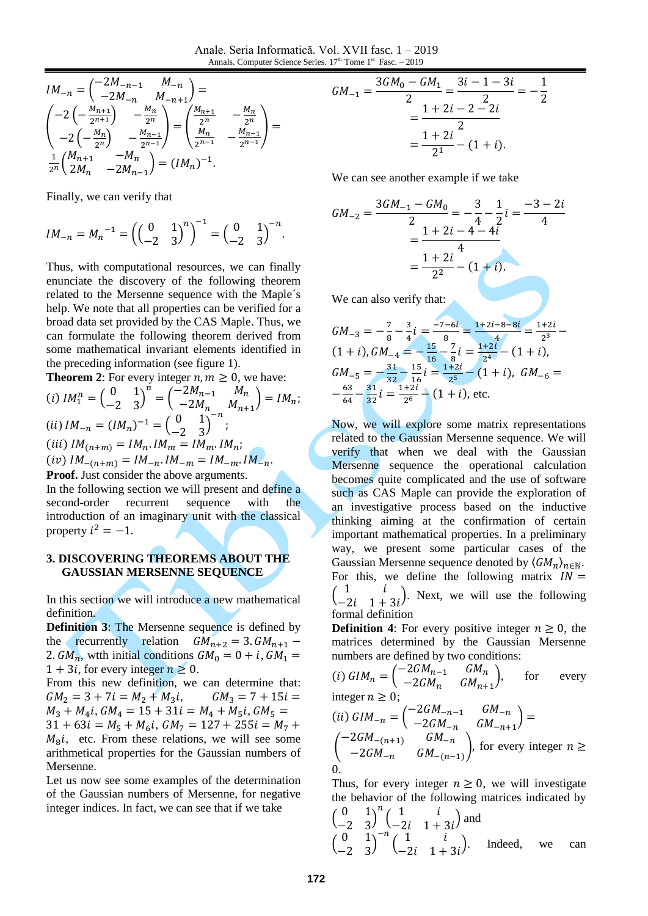$$IM_{-n} = \begin{pmatrix} -2M_{-n-1} & M_{-n} \\ -2M_{-n} & M_{-n+1} \end{pmatrix} =$$
$$\begin{pmatrix} -2\left(-\frac{M_{n+1}}{2^{n+1}}\right) & -\frac{M_n}{2^n} \\ -2\left(-\frac{M_n}{2^n}\right) & -\frac{M_{n-1}}{2^{n-1}} \end{pmatrix} = \begin{pmatrix} \frac{M_{n+1}}{2^n} & -\frac{M_n}{2^n} \\ \frac{M_n}{2^{n-1}} & -\frac{M_{n-1}}{2^{n-1}} \end{pmatrix} =$$
$$\frac{1}{2^n}\begin{pmatrix} M_{n+1} & -M_n \\ 2M_n & -2M_{n-1} \end{pmatrix} = (IM_n)^{-1}.$$

Finally, we can verify that

$$IM_{-n} = M_n^{-1} = \left(\begin{pmatrix} 0 & 1 \\ -2 & 3 \end{pmatrix}^n\right)^{-1} = \begin{pmatrix} 0 & 1 \\ -2 & 3 \end{pmatrix}^{-n}.$$

Thus, with computational resources, we can finally enunciate the discovery of the following theorem related to the Mersenne sequence with the Maple´s help. We note that all properties can be verified for a broad data set provided by the CAS Maple. Thus, we can formulate the following theorem derived from some mathematical invariant elements identified in the preceding information (see figure 1).

**Theorem 2**: For every integer $n, m \geq 0$, we have:

$(i)\ IM_1^n = \begin{pmatrix} 0 & 1 \\ -2 & 3 \end{pmatrix}^n = \begin{pmatrix} -2M_{n-1} & M_n \\ -2M_n & M_{n+1} \end{pmatrix} = IM_n$;

$(ii)\ IM_{-n} = (IM_n)^{-1} = \begin{pmatrix} 0 & 1 \\ -2 & 3 \end{pmatrix}^{-n}$;

$(iii)\ IM_{(n+m)} = IM_n.IM_m = IM_m.IM_n$;

$(iv)\ IM_{-(n+m)} = IM_{-n}.IM_{-m} = IM_{-m}.IM_{-n}$.

**Proof.** Just consider the above arguments.

In the following section we will present and define a second-order recurrent sequence with the introduction of an imaginary unit with the classical property $i^2 = -1$.

## 3. DISCOVERING THEOREMS ABOUT THE GAUSSIAN MERSENNE SEQUENCE

In this section we will introduce a new mathematical definition.

**Definition 3**: The Mersenne sequence is defined by the recurrently relation $GM_{n+2} = 3.GM_{n+1} - 2.GM_n$, wtth initial conditions $GM_0 = 0 + i, GM_1 = 1 + 3i$, for every integer $n \geq 0$.

From this new definition, we can determine that: $GM_2 = 3 + 7i = M_2 + M_3 i$, $GM_3 = 7 + 15i = M_3 + M_4 i$, $GM_4 = 15 + 31i = M_4 + M_5 i$, $GM_5 = 31 + 63i = M_5 + M_6 i$, $GM_7 = 127 + 255i = M_7 + M_8 i$, etc. From these relations, we will see some arithmetical properties for the Gaussian numbers of Mersenne.

Let us now see some examples of the determination of the Gaussian numbers of Mersenne, for negative integer indices. In fact, we can see that if we take

$$GM_{-1} = \frac{3GM_0 - GM_1}{2} = \frac{3i - 1 - 3i}{2} = -\frac{1}{2} = \frac{1 + 2i - 2 - 2i}{2} = \frac{1 + 2i}{2^1} - (1 + i).$$

We can see another example if we take

$$GM_{-2} = \frac{3GM_{-1} - GM_0}{2} = -\frac{3}{4} - \frac{1}{2}i = \frac{-3 - 2i}{4} = \frac{1 + 2i - 4 - 4i}{4} = \frac{1 + 2i}{2^2} - (1 + i).$$

We can also verify that:

$GM_{-3} = -\frac{7}{8} - \frac{3}{4}i = \frac{-7-6i}{8} = \frac{1+2i-8-8i}{4} = \frac{1+2i}{2^3} - (1+i), GM_{-4} = -\frac{15}{16} - \frac{7}{8}i = \frac{1+2i}{2^4} - (1+i)$, $GM_{-5} = -\frac{31}{32} - \frac{15}{16}i = \frac{1+2i}{2^5} - (1+i)$, $GM_{-6} = -\frac{63}{64} - \frac{31}{32}i = \frac{1+2i}{2^6} - (1+i)$, etc.

Now, we will explore some matrix representations related to the Gaussian Mersenne sequence. We will verify that when we deal with the Gaussian Mersenne sequence the operational calculation becomes quite complicated and the use of software such as CAS Maple can provide the exploration of an investigative process based on the inductive thinking aiming at the confirmation of certain important mathematical properties. In a preliminary way, we present some particular cases of the Gaussian Mersenne sequence denoted by $\langle GM_n \rangle_{n\in\mathbb{N}}$. For this, we define the following matrix $IN = \begin{pmatrix} 1 & i \\ -2i & 1 + 3i \end{pmatrix}$. Next, we will use the following formal definition

**Definition 4**: For every positive integer $n \geq 0$, the matrices determined by the Gaussian Mersenne numbers are defined by two conditions:

$(i)\ GIM_n = \begin{pmatrix} -2GM_{n-1} & GM_n \\ -2GM_n & GM_{n+1} \end{pmatrix}$, for every integer $n \geq 0$;

$(ii)\ GIM_{-n} = \begin{pmatrix} -2GM_{-n-1} & GM_{-n} \\ -2GM_{-n} & GM_{-n+1} \end{pmatrix} = \begin{pmatrix} -2GM_{-(n+1)} & GM_{-n} \\ -2GM_{-n} & GM_{-(n-1)} \end{pmatrix}$, for every integer $n \geq 0$.

Thus, for every integer $n \geq 0$, we will investigate the behavior of the following matrices indicated by $\begin{pmatrix} 0 & 1 \\ -2 & 3 \end{pmatrix}^n \begin{pmatrix} 1 & i \\ -2i & 1 + 3i \end{pmatrix}$ and $\begin{pmatrix} 0 & 1 \\ -2 & 3 \end{pmatrix}^{-n} \begin{pmatrix} 1 & i \\ -2i & 1 + 3i \end{pmatrix}$. Indeed, we can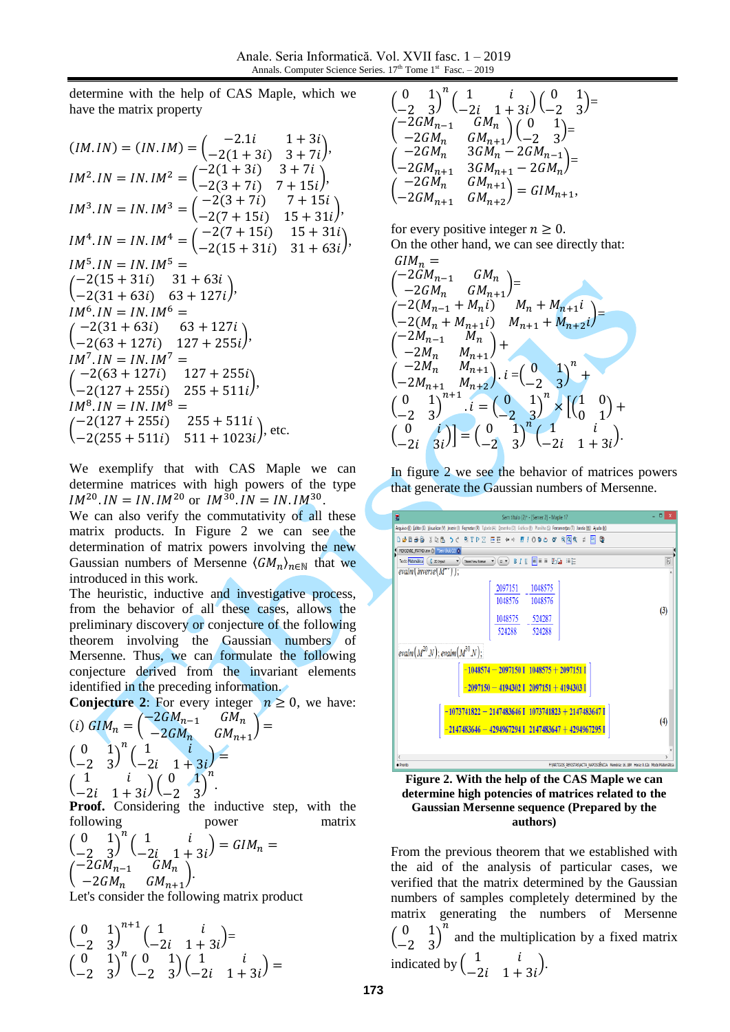determine with the help of CAS Maple, which we have the matrix property

$$(IM.IN) = (IN.IM) = \begin{pmatrix} -2.1i & 1+3i \\ -2(1+3i) & 3+7i \end{pmatrix},$$

$$IM^2.IN = IN.IM^2 = \begin{pmatrix} -2(1+3i) & 3+7i \\ -2(3+7i) & 7+15i \end{pmatrix},$$

$$IM^3.IN = IN.IM^3 = \begin{pmatrix} -2(3+7i) & 7+15i \\ -2(7+15i) & 15+31i \end{pmatrix},$$

$$IM^4.IN = IN.IM^4 = \begin{pmatrix} -2(7+15i) & 15+31i \\ -2(15+31i) & 31+63i \end{pmatrix},$$

$$IM^5.IN = IN.IM^5 = \begin{pmatrix} -2(15+31i) & 31+63i \\ -2(31+63i) & 63+127i \end{pmatrix},$$

$$IM^6.IN = IN.IM^6 = \begin{pmatrix} -2(31+63i) & 63+127i \\ -2(63+127i) & 127+255i \end{pmatrix},$$

$$IM^7.IN = IN.IM^7 = \begin{pmatrix} -2(63+127i) & 127+255i \\ -2(127+255i) & 255+511i \end{pmatrix},$$

$$IM^8.IN = IN.IM^8 = \begin{pmatrix} -2(127+255i) & 255+511i \\ -2(255+511i) & 511+1023i \end{pmatrix}, \text{ etc.}$$

We exemplify that with CAS Maple we can determine matrices with high powers of the type $IM^{20}.IN = IN.IM^{20}$ or $IM^{30}.IN = IN.IM^{30}$.

We can also verify the commutativity of all these matrix products. In Figure 2 we can see the determination of matrix powers involving the new Gaussian numbers of Mersenne $\langle GM_n \rangle_{n\in\mathbb{N}}$ that we introduced in this work.

The heuristic, inductive and investigative process, from the behavior of all these cases, allows the preliminary discovery or conjecture of the following theorem involving the Gaussian numbers of Mersenne. Thus, we can formulate the following conjecture derived from the invariant elements identified in the preceding information.

**Conjecture 2**: For every integer $n \geq 0$, we have:

$$(i)\ GIM_n = \begin{pmatrix} -2GM_{n-1} & GM_n \\ -2GM_n & GM_{n+1} \end{pmatrix} = \begin{pmatrix} 0 & 1 \\ -2 & 3 \end{pmatrix}^n \begin{pmatrix} 1 & i \\ -2i & 1+3i \end{pmatrix} = \begin{pmatrix} 1 & i \\ -2i & 1+3i \end{pmatrix} \begin{pmatrix} 0 & 1 \\ -2 & 3 \end{pmatrix}^n.$$

**Proof.** Considering the inductive step, with the following power matrix

$$\begin{pmatrix} 0 & 1 \\ -2 & 3 \end{pmatrix}^n \begin{pmatrix} 1 & i \\ -2i & 1+3i \end{pmatrix} = GIM_n = \begin{pmatrix} -2GM_{n-1} & GM_n \\ -2GM_n & GM_{n+1} \end{pmatrix}.$$

Let's consider the following matrix product

$$\begin{pmatrix} 0 & 1 \\ -2 & 3 \end{pmatrix}^{n+1} \begin{pmatrix} 1 & i \\ -2i & 1+3i \end{pmatrix} = \begin{pmatrix} 0 & 1 \\ -2 & 3 \end{pmatrix}^n \begin{pmatrix} 0 & 1 \\ -2 & 3 \end{pmatrix} \begin{pmatrix} 1 & i \\ -2i & 1+3i \end{pmatrix} =$$

$$\begin{pmatrix} 0 & 1 \\ -2 & 3 \end{pmatrix}^n \begin{pmatrix} 1 & i \\ -2i & 1+3i \end{pmatrix} \begin{pmatrix} 0 & 1 \\ -2 & 3 \end{pmatrix} = \begin{pmatrix} -2GM_{n-1} & GM_n \\ -2GM_n & GM_{n+1} \end{pmatrix} \begin{pmatrix} 0 & 1 \\ -2 & 3 \end{pmatrix} =$$

$$\begin{pmatrix} -2GM_n & 3GM_n - 2GM_{n-1} \\ -2GM_{n+1} & 3GM_{n+1} - 2GM_n \end{pmatrix} = \begin{pmatrix} -2GM_n & GM_{n+1} \\ -2GM_{n+1} & GM_{n+2} \end{pmatrix} = GIM_{n+1},$$

for every positive integer $n \geq 0$.

On the other hand, we can see directly that:

$$GIM_n = \begin{pmatrix} -2GM_{n-1} & GM_n \\ -2GM_n & GM_{n+1} \end{pmatrix} = \begin{pmatrix} -2(M_{n-1} + M_n i) & M_n + M_{n+1} i \\ -2(M_n + M_{n+1} i) & M_{n+1} + M_{n+2} i \end{pmatrix} =$$

$$\begin{pmatrix} -2M_{n-1} & M_n \\ -2M_n & M_{n+1} \end{pmatrix} + \begin{pmatrix} -2M_n & M_{n+1} \\ -2M_{n+1} & M_{n+2} \end{pmatrix}.i = \begin{pmatrix} 0 & 1 \\ -2 & 3 \end{pmatrix}^n + \begin{pmatrix} 0 & 1 \\ -2 & 3 \end{pmatrix}^{n+1}.i = \begin{pmatrix} 0 & 1 \\ -2 & 3 \end{pmatrix}^n \times \left[\begin{pmatrix} 1 & 0 \\ 0 & 1 \end{pmatrix} + \begin{pmatrix} 0 & i \\ -2i & 3i \end{pmatrix}\right] = \begin{pmatrix} 0 & 1 \\ -2 & 3 \end{pmatrix}^n \begin{pmatrix} 1 & i \\ -2i & 1+3i \end{pmatrix}.$$

In figure 2 we see the behavior of matrices powers that generate the Gaussian numbers of Mersenne.

**Figure 2. With the help of the CAS Maple we can determine high potencies of matrices related to the Gaussian Mersenne sequence (Prepared by the authors)**

From the previous theorem that we established with the aid of the analysis of particular cases, we verified that the matrix determined by the Gaussian numbers of samples completely determined by the matrix generating the numbers of Mersenne $\begin{pmatrix} 0 & 1 \\ -2 & 3 \end{pmatrix}^n$ and the multiplication by a fixed matrix indicated by $\begin{pmatrix} 1 & i \\ -2i & 1+3i \end{pmatrix}$.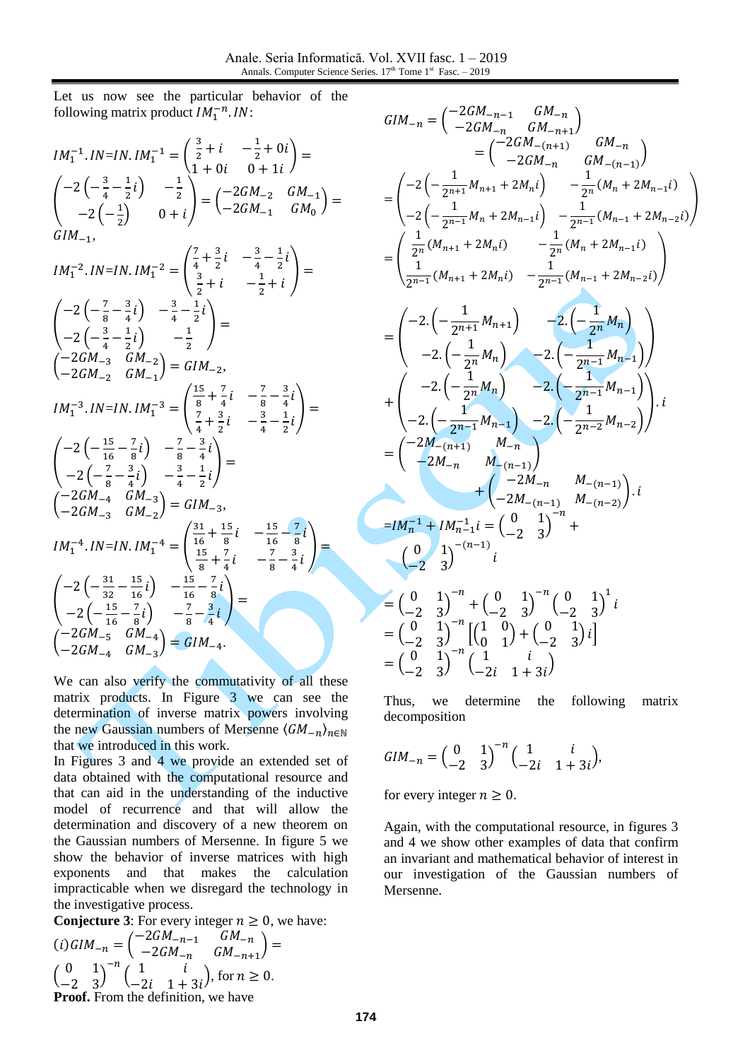Let us now see the particular behavior of the following matrix product $IM_1^{-n}.IN$:

$$IM_1^{-1}.IN=IN.IM_1^{-1}=\begin{pmatrix}\frac{3}{2}+i & -\frac{1}{2}+0i\\ 1+0i & 0+1i\end{pmatrix}=$$
$$\begin{pmatrix}-2\left(-\frac{3}{4}-\frac{1}{2}i\right) & -\frac{1}{2}\\ -2\left(-\frac{1}{2}\right) & 0+i\end{pmatrix}=\begin{pmatrix}-2GM_{-2} & GM_{-1}\\ -2GM_{-1} & GM_0\end{pmatrix}=$$
$GIM_{-1}$,

$$IM_1^{-2}.IN=IN.IM_1^{-2}=\begin{pmatrix}\frac{7}{4}+\frac{3}{2}i & -\frac{3}{4}-\frac{1}{2}i\\ \frac{3}{2}+i & -\frac{1}{2}+i\end{pmatrix}=$$
$$\begin{pmatrix}-2\left(-\frac{7}{8}-\frac{3}{4}i\right) & -\frac{3}{4}-\frac{1}{2}i\\ -2\left(-\frac{3}{4}-\frac{1}{2}i\right) & -\frac{1}{2}\end{pmatrix}=$$
$$\begin{pmatrix}-2GM_{-3} & GM_{-2}\\ -2GM_{-2} & GM_{-1}\end{pmatrix}=GIM_{-2},$$

$$IM_1^{-3}.IN=IN.IM_1^{-3}=\begin{pmatrix}\frac{15}{8}+\frac{7}{4}i & -\frac{7}{8}-\frac{3}{4}i\\ \frac{7}{4}+\frac{3}{2}i & -\frac{3}{4}-\frac{1}{2}i\end{pmatrix}=$$
$$\begin{pmatrix}-2\left(-\frac{15}{16}-\frac{7}{8}i\right) & -\frac{7}{8}-\frac{3}{4}i\\ -2\left(-\frac{7}{8}-\frac{3}{4}i\right) & -\frac{3}{4}-\frac{1}{2}i\end{pmatrix}=$$
$$\begin{pmatrix}-2GM_{-4} & GM_{-3}\\ -2GM_{-3} & GM_{-2}\end{pmatrix}=GIM_{-3},$$

$$IM_1^{-4}.IN=IN.IM_1^{-4}=\begin{pmatrix}\frac{31}{16}+\frac{15}{8}i & -\frac{15}{16}-\frac{7}{8}i\\ \frac{15}{8}+\frac{7}{4}i & -\frac{7}{8}-\frac{3}{4}i\end{pmatrix}=$$
$$\begin{pmatrix}-2\left(-\frac{31}{32}-\frac{15}{16}i\right) & -\frac{15}{16}-\frac{7}{8}i\\ -2\left(-\frac{15}{16}-\frac{7}{8}i\right) & -\frac{7}{8}-\frac{3}{4}i\end{pmatrix}=$$
$$\begin{pmatrix}-2GM_{-5} & GM_{-4}\\ -2GM_{-4} & GM_{-3}\end{pmatrix}=GIM_{-4}.$$

We can also verify the commutativity of all these matrix products. In Figure 3 we can see the determination of inverse matrix powers involving the new Gaussian numbers of Mersenne $\langle GM_{-n}\rangle_{n\in\mathbb{N}}$ that we introduced in this work.

In Figures 3 and 4 we provide an extended set of data obtained with the computational resource and that can aid in the understanding of the inductive model of recurrence and that will allow the determination and discovery of a new theorem on the Gaussian numbers of Mersenne. In figure 5 we show the behavior of inverse matrices with high exponents and that makes the calculation impracticable when we disregard the technology in the investigative process.

**Conjecture 3**: For every integer $n\geq 0$, we have:

$$(i)\,GIM_{-n}=\begin{pmatrix}-2GM_{-n-1} & GM_{-n}\\ -2GM_{-n} & GM_{-n+1}\end{pmatrix}=\begin{pmatrix}0 & 1\\ -2 & 3\end{pmatrix}^{-n}\begin{pmatrix}1 & i\\ -2i & 1+3i\end{pmatrix}, \text{ for } n\geq 0.$$

**Proof.** From the definition, we have

$$GIM_{-n}=\begin{pmatrix}-2GM_{-n-1} & GM_{-n}\\ -2GM_{-n} & GM_{-n+1}\end{pmatrix}=\begin{pmatrix}-2GM_{-(n+1)} & GM_{-n}\\ -2GM_{-n} & GM_{-(n-1)}\end{pmatrix}$$
$$=\begin{pmatrix}-2\left(-\frac{1}{2^{n+1}}M_{n+1}+2M_n i\right) & -\frac{1}{2^n}(M_n+2M_{n-1}i)\\ -2\left(-\frac{1}{2^{n-1}}M_n+2M_{n-1}i\right) & -\frac{1}{2^{n-1}}(M_{n-1}+2M_{n-2}i)\end{pmatrix}$$
$$=\begin{pmatrix}\frac{1}{2^n}(M_{n+1}+2M_n i) & -\frac{1}{2^n}(M_n+2M_{n-1}i)\\ \frac{1}{2^{n-1}}(M_{n+1}+2M_n i) & -\frac{1}{2^{n-1}}(M_{n-1}+2M_{n-2}i)\end{pmatrix}$$

$$=\begin{pmatrix}-2.\left(-\frac{1}{2^{n+1}}M_{n+1}\right) & -2.\left(-\frac{1}{2^n}M_n\right)\\ -2.\left(-\frac{1}{2^n}M_n\right) & -2.\left(-\frac{1}{2^{n-1}}M_{n-1}\right)\end{pmatrix}$$
$$+\begin{pmatrix}-2.\left(-\frac{1}{2^n}M_n\right) & -2.\left(-\frac{1}{2^{n-1}}M_{n-1}\right)\\ -2.\left(-\frac{1}{2^{n-1}}M_{n-1}\right) & -2.\left(\frac{1}{2^{n-2}}M_{n-2}\right)\end{pmatrix}.i$$
$$=\begin{pmatrix}-2M_{-(n+1)} & M_{-n}\\ -2M_{-n} & M_{-(n-1)}\end{pmatrix}+\begin{pmatrix}-2M_{-n} & M_{-(n-1)}\\ -2M_{-(n-1)} & M_{-(n-2)}\end{pmatrix}.i$$
$$=IM_n^{-1}+IM_{n-1}^{-1}i=\begin{pmatrix}0 & 1\\ -2 & 3\end{pmatrix}^{-n}+\begin{pmatrix}0 & 1\\ -2 & 3\end{pmatrix}^{-(n-1)}i$$

$$=\begin{pmatrix}0 & 1\\ -2 & 3\end{pmatrix}^{-n}+\begin{pmatrix}0 & 1\\ -2 & 3\end{pmatrix}^{-n}\begin{pmatrix}0 & 1\\ -2 & 3\end{pmatrix}^{1}i$$
$$=\begin{pmatrix}0 & 1\\ -2 & 3\end{pmatrix}^{-n}\left[\begin{pmatrix}1 & 0\\ 0 & 1\end{pmatrix}+\begin{pmatrix}0 & 1\\ -2 & 3\end{pmatrix}i\right]$$
$$=\begin{pmatrix}0 & 1\\ -2 & 3\end{pmatrix}^{-n}\begin{pmatrix}1 & i\\ -2i & 1+3i\end{pmatrix}$$

Thus, we determine the following matrix decomposition

$$GIM_{-n}=\begin{pmatrix}0 & 1\\ -2 & 3\end{pmatrix}^{-n}\begin{pmatrix}1 & i\\ -2i & 1+3i\end{pmatrix},$$

for every integer $n\geq 0$.

Again, with the computational resource, in figures 3 and 4 we show other examples of data that confirm an invariant and mathematical behavior of interest in our investigation of the Gaussian numbers of Mersenne.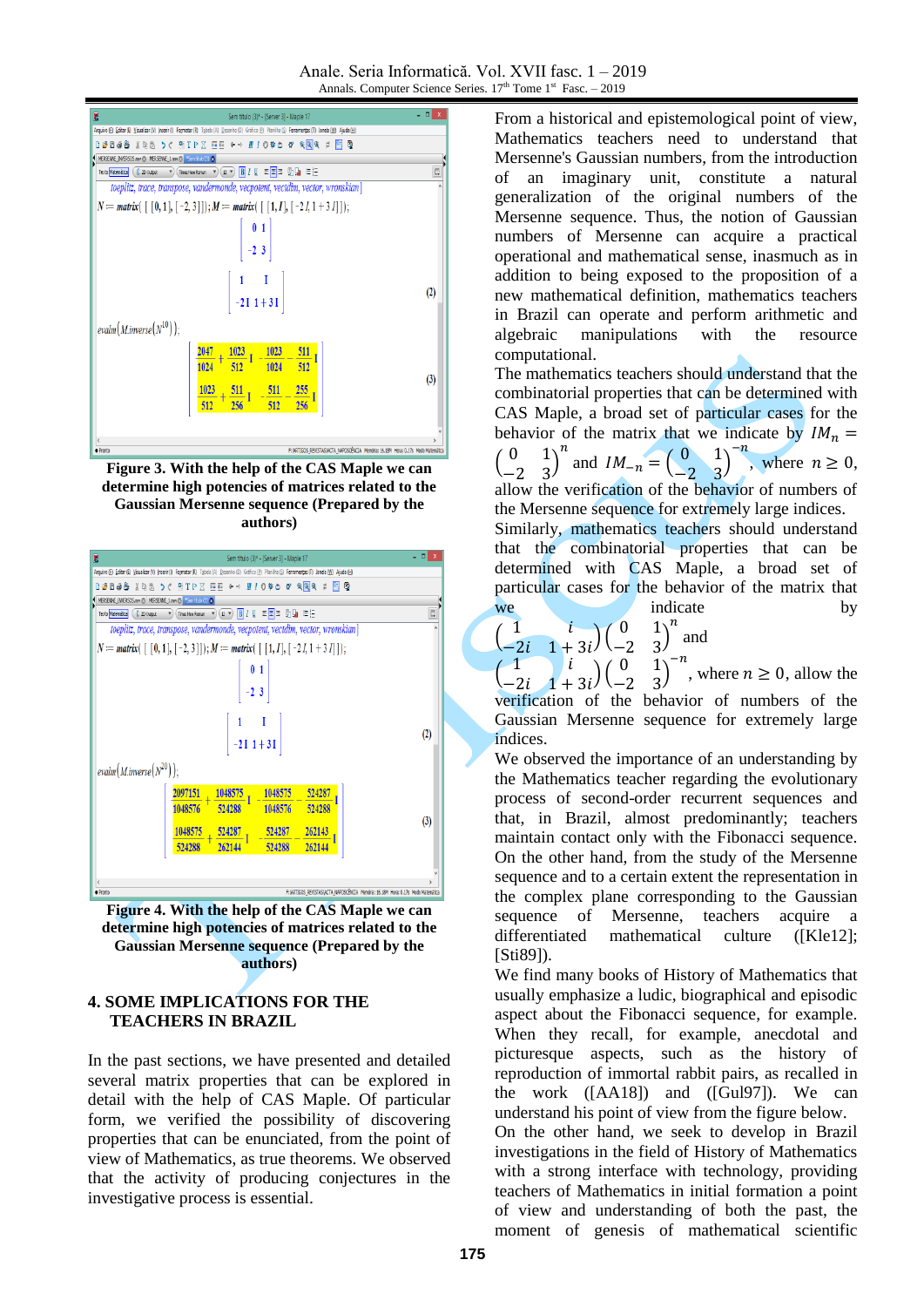**Figure 3. With the help of the CAS Maple we can determine high potencies of matrices related to the Gaussian Mersenne sequence (Prepared by the authors)**

**Figure 4. With the help of the CAS Maple we can determine high potencies of matrices related to the Gaussian Mersenne sequence (Prepared by the authors)**

## 4. SOME IMPLICATIONS FOR THE TEACHERS IN BRAZIL

In the past sections, we have presented and detailed several matrix properties that can be explored in detail with the help of CAS Maple. Of particular form, we verified the possibility of discovering properties that can be enunciated, from the point of view of Mathematics, as true theorems. We observed that the activity of producing conjectures in the investigative process is essential.

From a historical and epistemological point of view, Mathematics teachers need to understand that Mersenne's Gaussian numbers, from the introduction of an imaginary unit, constitute a natural generalization of the original numbers of the Mersenne sequence. Thus, the notion of Gaussian numbers of Mersenne can acquire a practical operational and mathematical sense, inasmuch as in addition to being exposed to the proposition of a new mathematical definition, mathematics teachers in Brazil can operate and perform arithmetic and algebraic manipulations with the resource computational.

The mathematics teachers should understand that the combinatorial properties that can be determined with CAS Maple, a broad set of particular cases for the behavior of the matrix that we indicate by $IM_n = \begin{pmatrix} 0 & 1 \\ -2 & 3 \end{pmatrix}^n$ and $IM_{-n} = \begin{pmatrix} 0 & 1 \\ -2 & 3 \end{pmatrix}^{-n}$, where $n \geq 0$, allow the verification of the behavior of numbers of the Mersenne sequence for extremely large indices.

Similarly, mathematics teachers should understand that the combinatorial properties that can be determined with CAS Maple, a broad set of particular cases for the behavior of the matrix that we indicate by $\begin{pmatrix} 1 & i \\ -2i & 1+3i \end{pmatrix}\begin{pmatrix} 0 & 1 \\ -2 & 3 \end{pmatrix}^n$ and $\begin{pmatrix} 1 & i \\ -2i & 1+3i \end{pmatrix}\begin{pmatrix} 0 & 1 \\ -2 & 3 \end{pmatrix}^{-n}$, where $n \geq 0$, allow the verification of the behavior of numbers of the Gaussian Mersenne sequence for extremely large indices.

We observed the importance of an understanding by the Mathematics teacher regarding the evolutionary process of second-order recurrent sequences and that, in Brazil, almost predominantly; teachers maintain contact only with the Fibonacci sequence. On the other hand, from the study of the Mersenne sequence and to a certain extent the representation in the complex plane corresponding to the Gaussian sequence of Mersenne, teachers acquire a differentiated mathematical culture ([Kle12]; [Sti89]).

We find many books of History of Mathematics that usually emphasize a ludic, biographical and episodic aspect about the Fibonacci sequence, for example. When they recall, for example, anecdotal and picturesque aspects, such as the history of reproduction of immortal rabbit pairs, as recalled in the work ([AA18]) and ([Gul97]). We can understand his point of view from the figure below.

On the other hand, we seek to develop in Brazil investigations in the field of History of Mathematics with a strong interface with technology, providing teachers of Mathematics in initial formation a point of view and understanding of both the past, the moment of genesis of mathematical scientific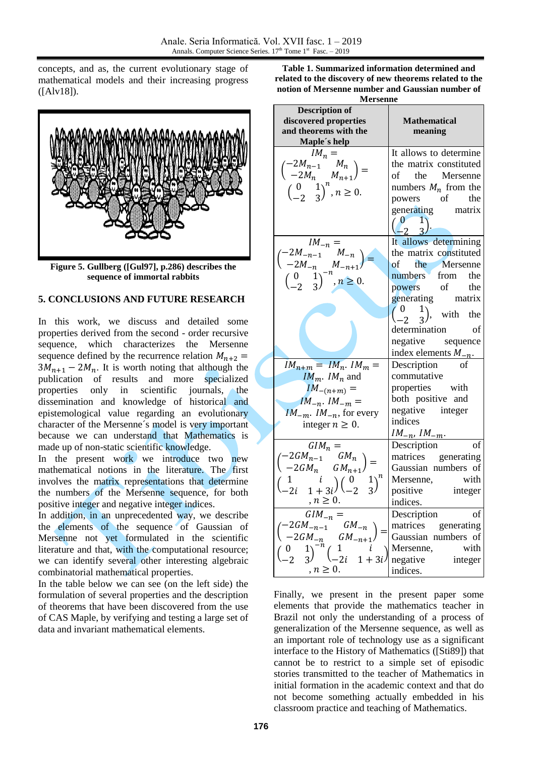concepts, and as, the current evolutionary stage of mathematical models and their increasing progress ([Alv18]).

**Figure 5. Gullberg ([Gul97], p.286) describes the sequence of immortal rabbits**

## 5. CONCLUSIONS AND FUTURE RESEARCH

In this work, we discuss and detailed some properties derived from the second - order recursive sequence, which characterizes the Mersenne sequence defined by the recurrence relation $M_{n+2} = 3M_{n+1} - 2M_n$. It is worth noting that although the publication of results and more specialized properties only in scientific journals, the dissemination and knowledge of historical and epistemological value regarding an evolutionary character of the Mersenne´s model is very important because we can understand that Mathematics is made up of non-static scientific knowledge.

In the present work we introduce two new mathematical notions in the literature. The first involves the matrix representations that determine the numbers of the Mersenne sequence, for both positive integer and negative integer indices.

In addition, in an unprecedented way, we describe the elements of the sequence of Gaussian of Mersenne not yet formulated in the scientific literature and that, with the computational resource; we can identify several other interesting algebraic combinatorial mathematical properties.

In the table below we can see (on the left side) the formulation of several properties and the description of theorems that have been discovered from the use of CAS Maple, by verifying and testing a large set of data and invariant mathematical elements.

**Table 1. Summarized information determined and related to the discovery of new theorems related to the notion of Mersenne number and Gaussian number of Mersenne**

| Description of discovered properties and theorems with the Maple´s help | Mathematical meaning |
|---|---|
| $IM_n = \begin{pmatrix} -2M_{n-1} & M_n \\ -2M_n & M_{n+1} \end{pmatrix} = \begin{pmatrix} 0 & 1 \\ -2 & 3 \end{pmatrix}^n, n \geq 0.$ | It allows to determine the matrix constituted of the Mersenne numbers $M_n$ from the powers of the generating matrix $\begin{pmatrix} 0 & 1 \\ -2 & 3 \end{pmatrix}$. |
| $IM_{-n} = \begin{pmatrix} -2M_{-n-1} & M_{-n} \\ -2M_{-n} & M_{-n+1} \end{pmatrix} = \begin{pmatrix} 0 & 1 \\ -2 & 3 \end{pmatrix}^{-n}, n \geq 0.$ | It allows determining the matrix constituted of the Mersenne numbers from the powers of the generating matrix $\begin{pmatrix} 0 & 1 \\ -2 & 3 \end{pmatrix}$, with the determination of negative sequence index elements $M_{-n}$. |
| $IM_{n+m} = IM_n . IM_m = IM_m . IM_n$ and $IM_{-(n+m)} = IM_{-n} . IM_{-m} = IM_{-m} . IM_{-n}$, for every integer $n \geq 0$. | Description of commutative properties with both positive and negative integer indices $IM_{-n}, IM_{-m}$. |
| $GIM_n = \begin{pmatrix} -2GM_{n-1} & GM_n \\ -2GM_n & GM_{n+1} \end{pmatrix} = \begin{pmatrix} 1 & i \\ -2i & 1+3i \end{pmatrix} \begin{pmatrix} 0 & 1 \\ -2 & 3 \end{pmatrix}^n, n \geq 0.$ | Description of matrices generating Gaussian numbers of Mersenne, with positive integer indices. |
| $GIM_{-n} = \begin{pmatrix} -2GM_{-n-1} & GM_{-n} \\ -2GM_{-n} & GM_{-n+1} \end{pmatrix} = \begin{pmatrix} 0 & 1 \\ -2 & 3 \end{pmatrix}^{-n} \begin{pmatrix} 1 & i \\ -2i & 1+3i \end{pmatrix}, n \geq 0.$ | Description of matrices generating Gaussian numbers of Mersenne, with negative integer indices. |

Finally, we present in the present paper some elements that provide the mathematics teacher in Brazil not only the understanding of a process of generalization of the Mersenne sequence, as well as an important role of technology use as a significant interface to the History of Mathematics ([Sti89]) that cannot be to restrict to a simple set of episodic stories transmitted to the teacher of Mathematics in initial formation in the academic context and that do not become something actually embedded in his classroom practice and teaching of Mathematics.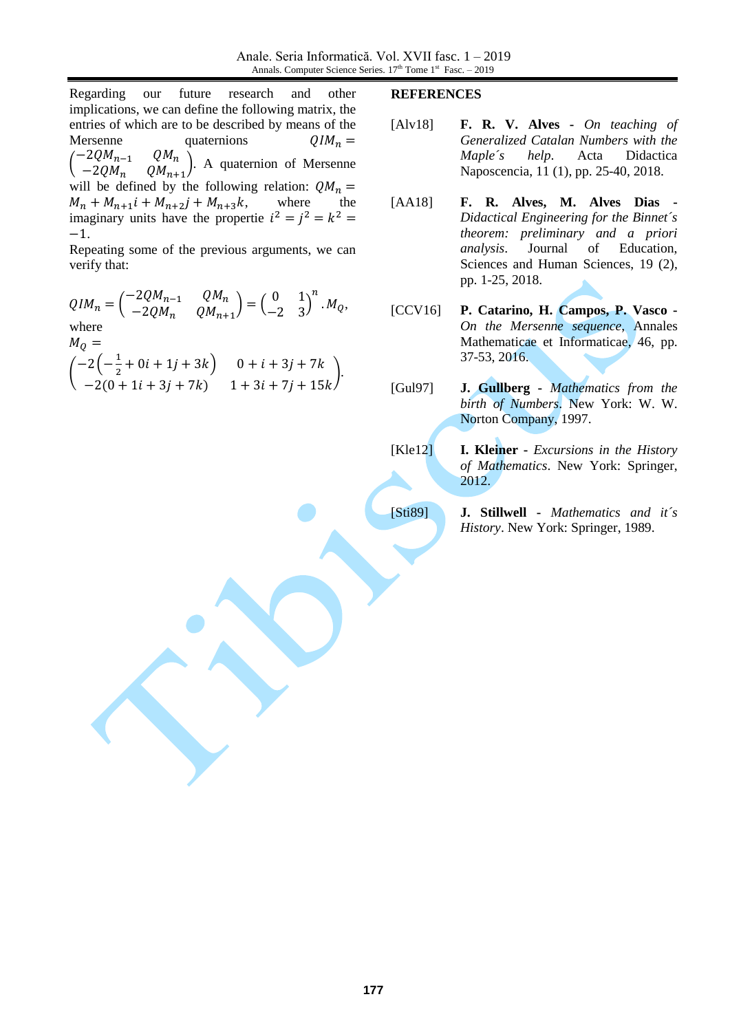Regarding our future research and other implications, we can define the following matrix, the entries of which are to be described by means of the Mersenne quaternions $QIM_n = \begin{pmatrix} -2QM_{n-1} & QM_n \\ -2QM_n & QM_{n+1} \end{pmatrix}$. A quaternion of Mersenne will be defined by the following relation: $QM_n = M_n + M_{n+1}i + M_{n+2}j + M_{n+3}k$, where the imaginary units have the propertie $i^2 = j^2 = k^2 = -1$.

Repeating some of the previous arguments, we can verify that:

$$QIM_n = \begin{pmatrix} -2QM_{n-1} & QM_n \\ -2QM_n & QM_{n+1} \end{pmatrix} = \begin{pmatrix} 0 & 1 \\ -2 & 3 \end{pmatrix}^n . M_Q,$$

where

$$M_Q = \begin{pmatrix} -2\left(-\frac{1}{2} + 0i + 1j + 3k\right) & 0 + i + 3j + 7k \\ -2(0 + 1i + 3j + 7k) & 1 + 3i + 7j + 15k \end{pmatrix}.$$

## REFERENCES

[Alv18] **F. R. V. Alves** - *On teaching of Generalized Catalan Numbers with the Maple´s help*. Acta Didactica Naposcencia, 11 (1), pp. 25-40, 2018.

[AA18] **F. R. Alves, M. Alves Dias** - *Didactical Engineering for the Binnet´s theorem: preliminary and a priori analysis*. Journal of Education, Sciences and Human Sciences, 19 (2), pp. 1-25, 2018.

[CCV16] **P. Catarino, H. Campos, P. Vasco** - *On the Mersenne sequence*, Annales Mathematicae et Informaticae, 46, pp. 37-53, 2016.

[Gul97] **J. Gullberg** - *Mathematics from the birth of Numbers*. New York: W. W. Norton Company, 1997.

[Kle12] **I. Kleiner** - *Excursions in the History of Mathematics*. New York: Springer, 2012.

[Sti89] **J. Stillwell** - *Mathematics and it´s History*. New York: Springer, 1989.